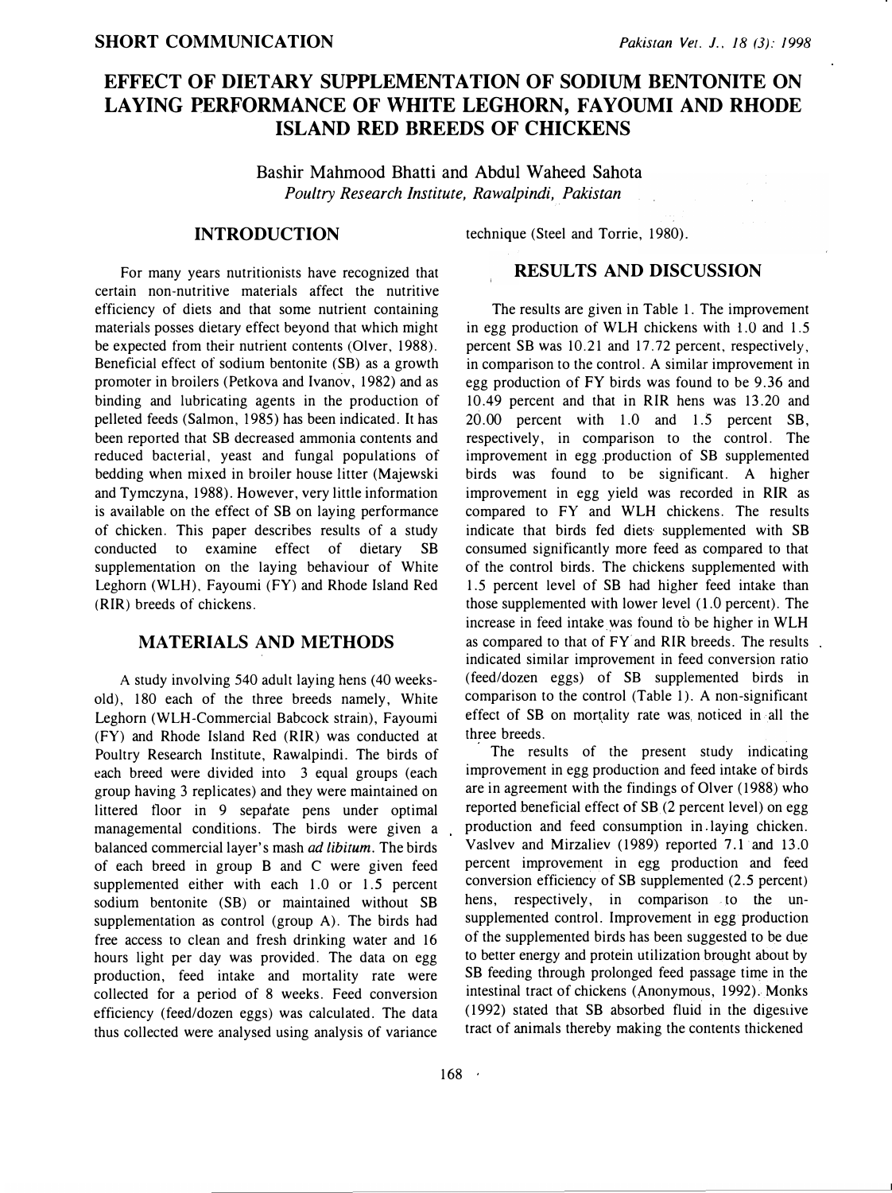SHORT COMMUNICATION

# EFFECT OF DIETARY SUPPLEMENTATION OF SODIUM BENTONITE ON LAYING PERFORMANCE OF WHITE LEGHORN, FAYOUMI AND RHODE ISLAND RED BREEDS OF CHICKENS

Bashir Mahmood Bhatti and Abdul Waheed Sahota

*Poultry Research Institute, Rawalpindi, Pakistan*

## INTRODUCTION

For many years nutritionists have recognized that certain non-nutritive materials affect the nutritive efficiency of diets and that some nutrient containing materials posses dietary effect beyond that which might be expected from their nutrient contents (Olver, 1988). Beneficial effect of sodium bentonite (SB) as a growth promoter in broilers (Petkova and Ivanov, 1982) and as binding and lubricating agents in the production of pelleted feeds (Salmon, 1985) has been indicated. It has been reported that SB decreased ammonia contents and reduced bacterial, yeast and fungal populations of bedding when mixed in broiler house litter (Majewski and Tymczyna, 1988). However, very little information is available on the effect of SB on laying performance of chicken. This paper describes results of a study conducted to examine effect of dietary SB supplementation on the laying behaviour of White Leghorn (WLH), Fayoumi (FY) and Rhode Island Red (RIR) breeds of chickens.

## MATERIALS AND METHODS

A study involving 540 adult laying hens (40 weeks-old), 180 each of the three breeds namely, White Leghorn (WLH-Commercial Babcock strain), Fayoumi (FY) and Rhode Island Red (RIR) was conducted at Poultry Research Institute, Rawalpindi. The birds of each breed were divided into 3 equal groups (each group having 3 replicates) and they were maintained on littered floor in 9 separate pens under optimal managemental conditions. The birds were given a balanced commercial layer's mash *ad libitum*. The birds of each breed in group B and C were given feed supplemented either with each 1.0 or 1.5 percent sodium bentonite (SB) or maintained without SB supplementation as control (group A). The birds had free access to clean and fresh drinking water and 16 hours light per day was provided. The data on egg production, feed intake and mortality rate were collected for a period of 8 weeks. Feed conversion efficiency (feed/dozen eggs) was calculated. The data thus collected were analysed using analysis of variance technique (Steel and Torrie, 1980).

## RESULTS AND DISCUSSION

The results are given in Table 1. The improvement in egg production of WLH chickens with 1.0 and 1.5 percent SB was 10.21 and 17.72 percent, respectively, in comparison to the control. A similar improvement in egg production of FY birds was found to be 9.36 and 10.49 percent and that in RIR hens was 13.20 and 20.00 percent with 1.0 and 1.5 percent SB, respectively, in comparison to the control. The improvement in egg production of SB supplemented birds was found to be significant. A higher improvement in egg yield was recorded in RIR as compared to FY and WLH chickens. The results indicate that birds fed diets supplemented with SB consumed significantly more feed as compared to that of the control birds. The chickens supplemented with 1.5 percent level of SB had higher feed intake than those supplemented with lower level (1.0 percent). The increase in feed intake was found to be higher in WLH as compared to that of FY and RIR breeds. The results indicated similar improvement in feed conversion ratio (feed/dozen eggs) of SB supplemented birds in comparison to the control (Table 1). A non-significant effect of SB on mortality rate was noticed in all the three breeds.

The results of the present study indicating improvement in egg production and feed intake of birds are in agreement with the findings of Olver (1988) who reported beneficial effect of SB (2 percent level) on egg production and feed consumption in laying chicken. Vaslvev and Mirzaliev (1989) reported 7.1 and 13.0 percent improvement in egg production and feed conversion efficiency of SB supplemented (2.5 percent) hens, respectively, in comparison to the un-supplemented control. Improvement in egg production of the supplemented birds has been suggested to be due to better energy and protein utilization brought about by SB feeding through prolonged feed passage time in the intestinal tract of chickens (Anonymous, 1992). Monks (1992) stated that SB absorbed fluid in the digestive tract of animals thereby making the contents thickened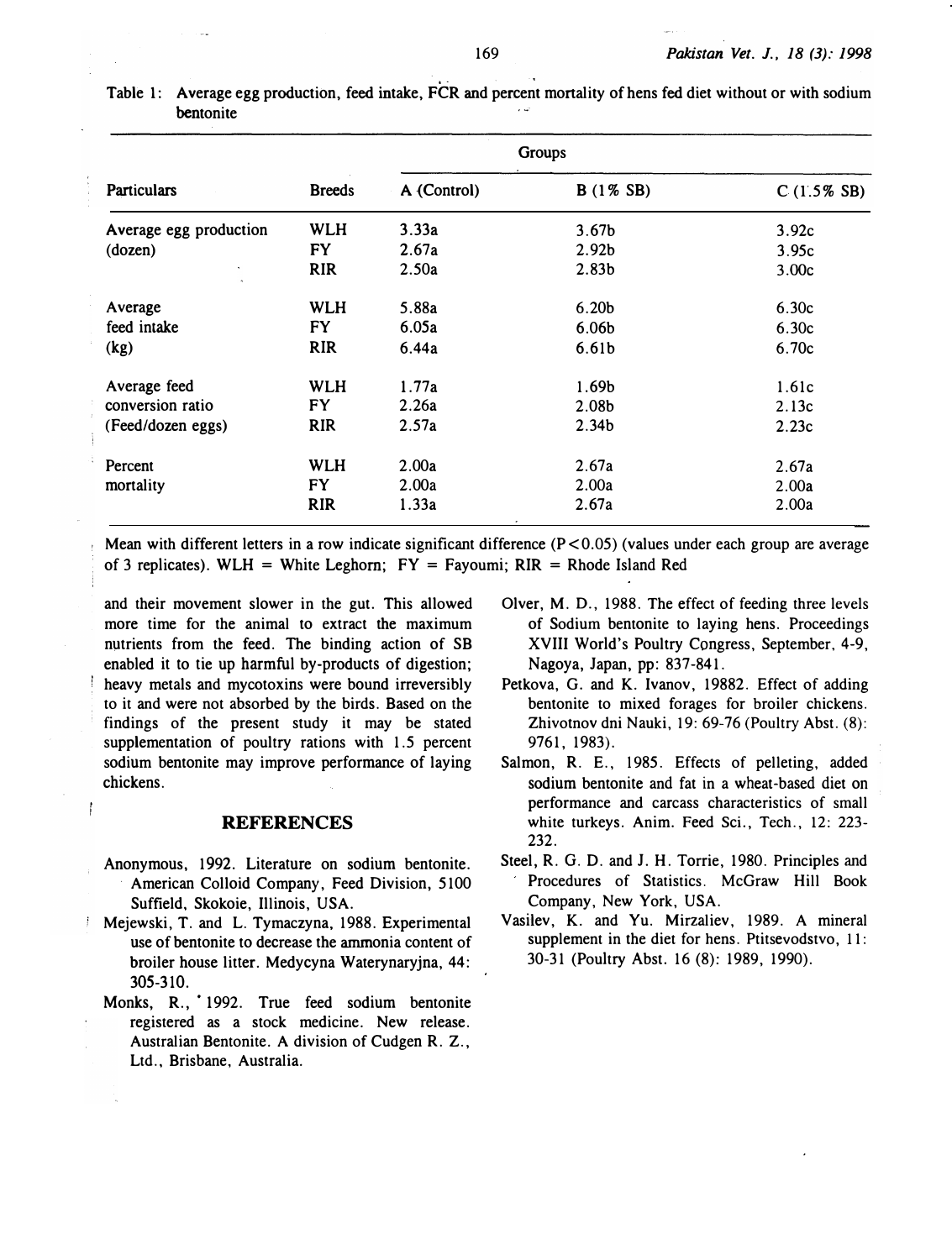Table 1: Average egg production, feed intake, FCR and percent mortality of hens fed diet without or with sodium bentonite

| Particulars | Breeds | Groups | | |
|---|---|---|---|---|
| | | A (Control) | B (1% SB) | C (1.5% SB) |
| Average egg production (dozen) | WLH | 3.33a | 3.67b | 3.92c |
| | FY | 2.67a | 2.92b | 3.95c |
| | RIR | 2.50a | 2.83b | 3.00c |
| Average feed intake (kg) | WLH | 5.88a | 6.20b | 6.30c |
| | FY | 6.05a | 6.06b | 6.30c |
| | RIR | 6.44a | 6.61b | 6.70c |
| Average feed conversion ratio (Feed/dozen eggs) | WLH | 1.77a | 1.69b | 1.61c |
| | FY | 2.26a | 2.08b | 2.13c |
| | RIR | 2.57a | 2.34b | 2.23c |
| Percent mortality | WLH | 2.00a | 2.67a | 2.67a |
| | FY | 2.00a | 2.00a | 2.00a |
| | RIR | 1.33a | 2.67a | 2.00a |

Mean with different letters in a row indicate significant difference ($P<0.05$) (values under each group are average of 3 replicates). WLH = White Leghorn; FY = Fayoumi; RIR = Rhode Island Red

and their movement slower in the gut. This allowed more time for the animal to extract the maximum nutrients from the feed. The binding action of SB enabled it to tie up harmful by-products of digestion; heavy metals and mycotoxins were bound irreversibly to it and were not absorbed by the birds. Based on the findings of the present study it may be stated supplementation of poultry rations with 1.5 percent sodium bentonite may improve performance of laying chickens.

## REFERENCES

Anonymous, 1992. Literature on sodium bentonite. American Colloid Company, Feed Division, 5100 Suffield, Skokoie, Illinois, USA.

Mejewski, T. and L. Tymaczyna, 1988. Experimental use of bentonite to decrease the ammonia content of broiler house litter. Medycyna Waterynaryjna, 44: 305-310.

Monks, R., 1992. True feed sodium bentonite registered as a stock medicine. New release. Australian Bentonite. A division of Cudgen R. Z., Ltd., Brisbane, Australia.

Olver, M. D., 1988. The effect of feeding three levels of Sodium bentonite to laying hens. Proceedings XVIII World's Poultry Congress, September, 4-9, Nagoya, Japan, pp: 837-841.

Petkova, G. and K. Ivanov, 19882. Effect of adding bentonite to mixed forages for broiler chickens. Zhivotnov dni Nauki, 19: 69-76 (Poultry Abst. (8): 9761, 1983).

Salmon, R. E., 1985. Effects of pelleting, added sodium bentonite and fat in a wheat-based diet on performance and carcass characteristics of small white turkeys. Anim. Feed Sci., Tech., 12: 223-232.

Steel, R. G. D. and J. H. Torrie, 1980. Principles and Procedures of Statistics. McGraw Hill Book Company, New York, USA.

Vasilev, K. and Yu. Mirzaliev, 1989. A mineral supplement in the diet for hens. Ptitsevodstvo, 11: 30-31 (Poultry Abst. 16 (8): 1989, 1990).